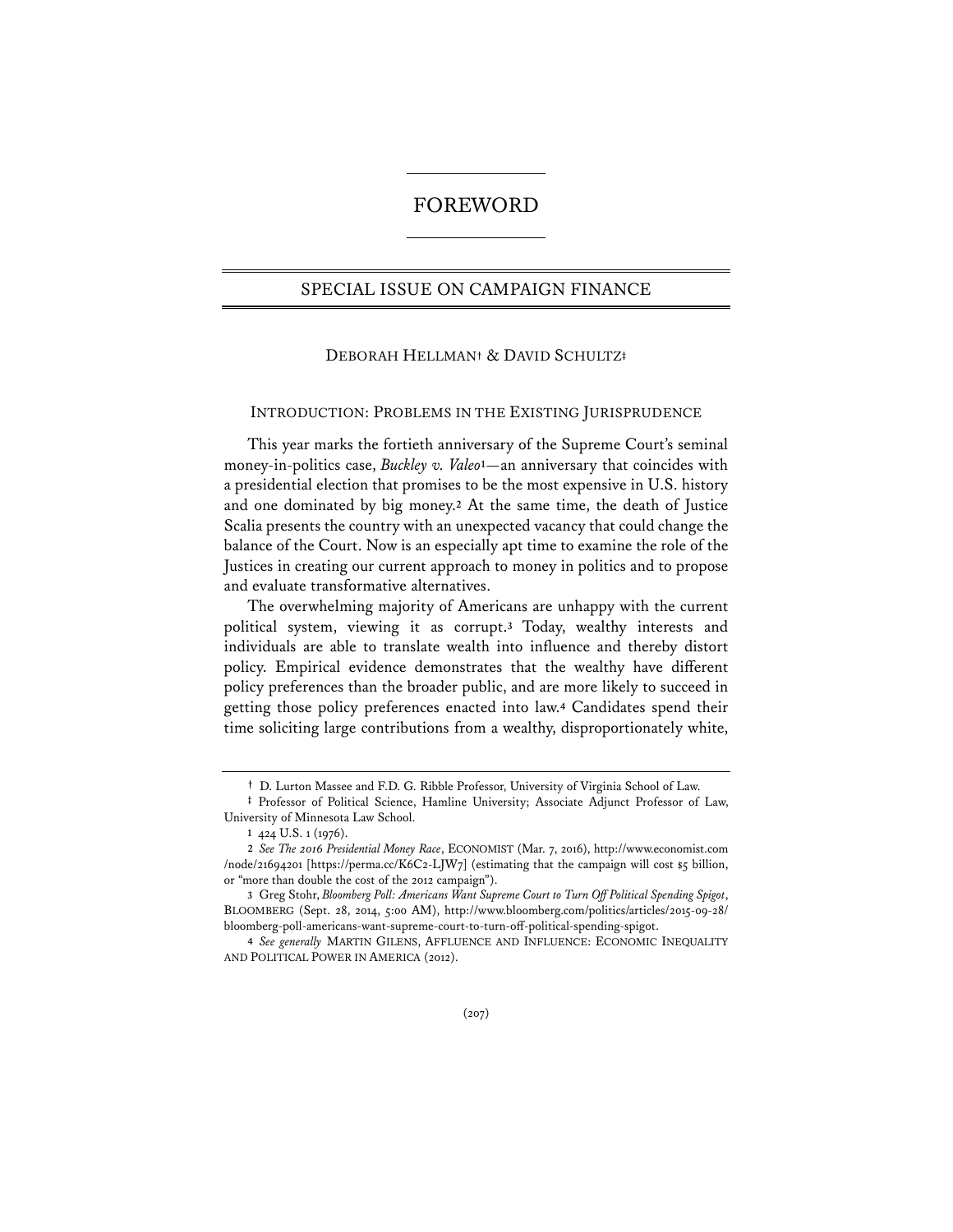# FOREWORD

## SPECIAL ISSUE ON CAMPAIGN FINANCE

DEBORAH HELLMAN† & DAVID SCHULTZ‡

### INTRODUCTION: PROBLEMS IN THE EXISTING JURISPRUDENCE

This year marks the fortieth anniversary of the Supreme Court's seminal money-in-politics case, *Buckley v. Valeo*[1]—an anniversary that coincides with a presidential election that promises to be the most expensive in U.S. history and one dominated by big money.[2] At the same time, the death of Justice Scalia presents the country with an unexpected vacancy that could change the balance of the Court. Now is an especially apt time to examine the role of the Justices in creating our current approach to money in politics and to propose and evaluate transformative alternatives.

The overwhelming majority of Americans are unhappy with the current political system, viewing it as corrupt.[3] Today, wealthy interests and individuals are able to translate wealth into influence and thereby distort policy. Empirical evidence demonstrates that the wealthy have different policy preferences than the broader public, and are more likely to succeed in getting those policy preferences enacted into law.[4] Candidates spend their time soliciting large contributions from a wealthy, disproportionately white,

---

† D. Lurton Massee and F.D. G. Ribble Professor, University of Virginia School of Law.

‡ Professor of Political Science, Hamline University; Associate Adjunct Professor of Law, University of Minnesota Law School.

1 424 U.S. 1 (1976).

2 *See The 2016 Presidential Money Race*, ECONOMIST (Mar. 7, 2016), http://www.economist.com/node/21694201 [https://perma.cc/K6C2-LJW7] (estimating that the campaign will cost $5 billion, or "more than double the cost of the 2012 campaign").

3 Greg Stohr, *Bloomberg Poll: Americans Want Supreme Court to Turn Off Political Spending Spigot*, BLOOMBERG (Sept. 28, 2014, 5:00 AM), http://www.bloomberg.com/politics/articles/2015-09-28/bloomberg-poll-americans-want-supreme-court-to-turn-off-political-spending-spigot.

4 *See generally* MARTIN GILENS, AFFLUENCE AND INFLUENCE: ECONOMIC INEQUALITY AND POLITICAL POWER IN AMERICA (2012).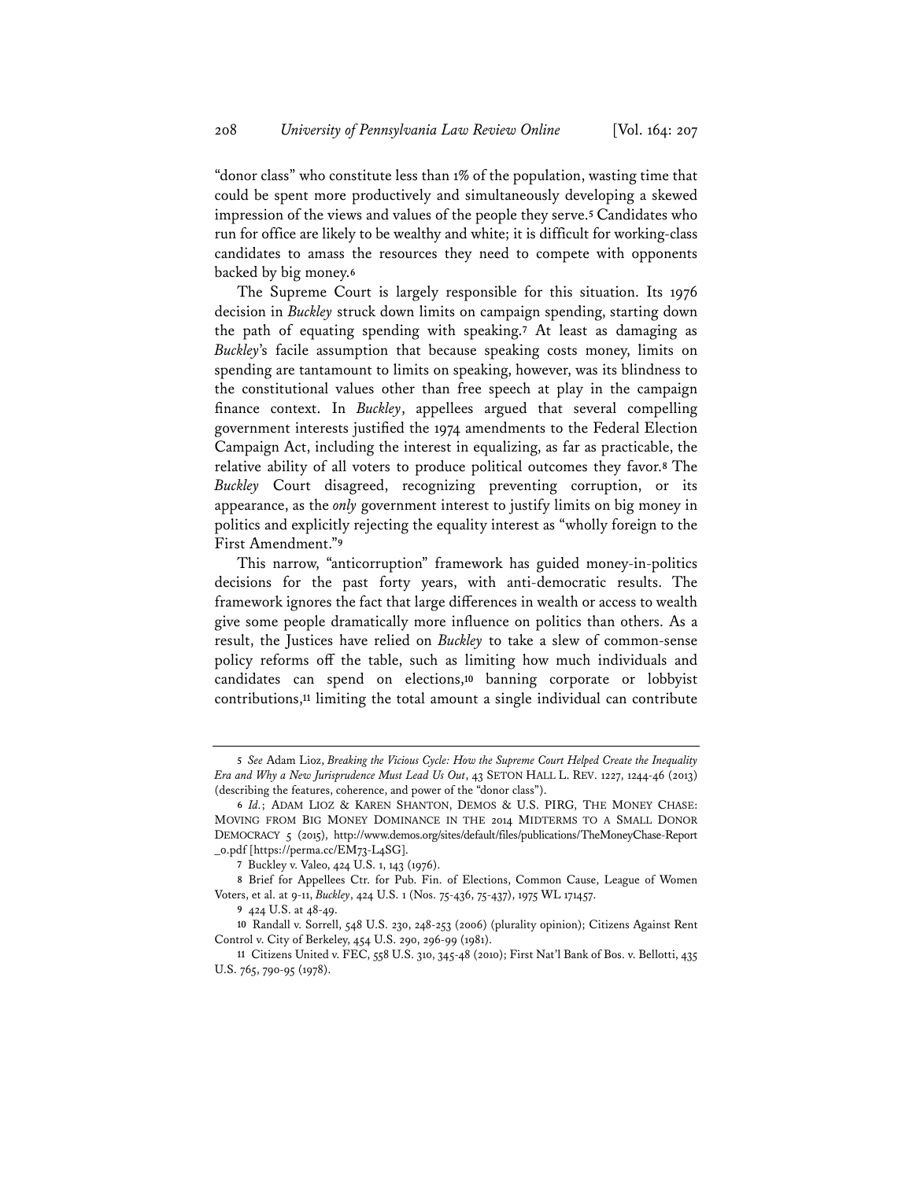"donor class" who constitute less than 1% of the population, wasting time that could be spent more productively and simultaneously developing a skewed impression of the views and values of the people they serve.[5] Candidates who run for office are likely to be wealthy and white; it is difficult for working-class candidates to amass the resources they need to compete with opponents backed by big money.[6]

The Supreme Court is largely responsible for this situation. Its 1976 decision in *Buckley* struck down limits on campaign spending, starting down the path of equating spending with speaking.[7] At least as damaging as *Buckley*'s facile assumption that because speaking costs money, limits on spending are tantamount to limits on speaking, however, was its blindness to the constitutional values other than free speech at play in the campaign finance context. In *Buckley*, appellees argued that several compelling government interests justified the 1974 amendments to the Federal Election Campaign Act, including the interest in equalizing, as far as practicable, the relative ability of all voters to produce political outcomes they favor.[8] The *Buckley* Court disagreed, recognizing preventing corruption, or its appearance, as the *only* government interest to justify limits on big money in politics and explicitly rejecting the equality interest as "wholly foreign to the First Amendment."[9]

This narrow, "anticorruption" framework has guided money-in-politics decisions for the past forty years, with anti-democratic results. The framework ignores the fact that large differences in wealth or access to wealth give some people dramatically more influence on politics than others. As a result, the Justices have relied on *Buckley* to take a slew of common-sense policy reforms off the table, such as limiting how much individuals and candidates can spend on elections,[10] banning corporate or lobbyist contributions,[11] limiting the total amount a single individual can contribute

---

5 *See* Adam Lioz, *Breaking the Vicious Cycle: How the Supreme Court Helped Create the Inequality Era and Why a New Jurisprudence Must Lead Us Out*, 43 SETON HALL L. REV. 1227, 1244-46 (2013) (describing the features, coherence, and power of the "donor class").

6 *Id.*; ADAM LIOZ & KAREN SHANTON, DEMOS & U.S. PIRG, THE MONEY CHASE: MOVING FROM BIG MONEY DOMINANCE IN THE 2014 MIDTERMS TO A SMALL DONOR DEMOCRACY 5 (2015), http://www.demos.org/sites/default/files/publications/TheMoneyChase-Report_0.pdf [https://perma.cc/EM73-L4SG].

7 Buckley v. Valeo, 424 U.S. 1, 143 (1976).

8 Brief for Appellees Ctr. for Pub. Fin. of Elections, Common Cause, League of Women Voters, et al. at 9-11, *Buckley*, 424 U.S. 1 (Nos. 75-436, 75-437), 1975 WL 171457.

9 424 U.S. at 48-49.

10 Randall v. Sorrell, 548 U.S. 230, 248-253 (2006) (plurality opinion); Citizens Against Rent Control v. City of Berkeley, 454 U.S. 290, 296-99 (1981).

11 Citizens United v. FEC, 558 U.S. 310, 345-48 (2010); First Nat'l Bank of Bos. v. Bellotti, 435 U.S. 765, 790-95 (1978).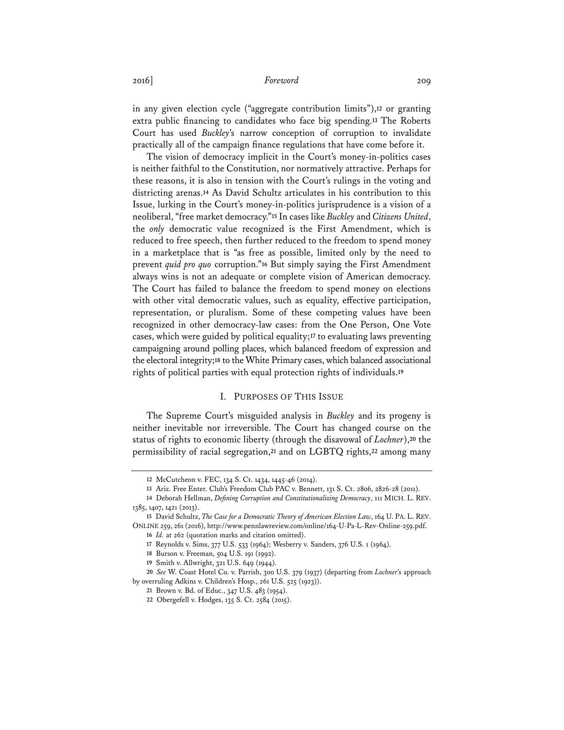in any given election cycle ("aggregate contribution limits"),[12] or granting extra public financing to candidates who face big spending.[13] The Roberts Court has used *Buckley*'s narrow conception of corruption to invalidate practically all of the campaign finance regulations that have come before it.

The vision of democracy implicit in the Court's money-in-politics cases is neither faithful to the Constitution, nor normatively attractive. Perhaps for these reasons, it is also in tension with the Court's rulings in the voting and districting arenas.[14] As David Schultz articulates in his contribution to this Issue, lurking in the Court's money-in-politics jurisprudence is a vision of a neoliberal, "free market democracy."[15] In cases like *Buckley* and *Citizens United*, the *only* democratic value recognized is the First Amendment, which is reduced to free speech, then further reduced to the freedom to spend money in a marketplace that is "as free as possible, limited only by the need to prevent *quid pro quo* corruption."[16] But simply saying the First Amendment always wins is not an adequate or complete vision of American democracy. The Court has failed to balance the freedom to spend money on elections with other vital democratic values, such as equality, effective participation, representation, or pluralism. Some of these competing values have been recognized in other democracy-law cases: from the One Person, One Vote cases, which were guided by political equality;[17] to evaluating laws preventing campaigning around polling places, which balanced freedom of expression and the electoral integrity;[18] to the White Primary cases, which balanced associational rights of political parties with equal protection rights of individuals.[19]

## I. PURPOSES OF THIS ISSUE

The Supreme Court's misguided analysis in *Buckley* and its progeny is neither inevitable nor irreversible. The Court has changed course on the status of rights to economic liberty (through the disavowal of *Lochner*),[20] the permissibility of racial segregation,[21] and on LGBTQ rights,[22] among many

---

12 McCutcheon v. FEC, 134 S. Ct. 1434, 1445-46 (2014).

13 Ariz. Free Enter. Club's Freedom Club PAC v. Bennett, 131 S. Ct. 2806, 2826-28 (2011).

14 Deborah Hellman, *Defining Corruption and Constitutionalizing Democracy*, 111 MICH. L. REV. 1385, 1407, 1421 (2013).

15 David Schultz, *The Case for a Democratic Theory of American Election Law*, 164 U. PA. L. REV. ONLINE 259, 261 (2016), http://www.pennlawreview.com/online/164-U-Pa-L-Rev-Online-259.pdf.

16 *Id.* at 262 (quotation marks and citation omitted).

17 Reynolds v. Sims, 377 U.S. 533 (1964); Wesberry v. Sanders, 376 U.S. 1 (1964).

18 Burson v. Freeman, 504 U.S. 191 (1992).

19 Smith v. Allwright, 321 U.S. 649 (1944).

20 *See* W. Coast Hotel Co. v. Parrish, 300 U.S. 379 (1937) (departing from *Lochner*'s approach by overruling Adkins v. Children's Hosp., 261 U.S. 525 (1923)).

21 Brown v. Bd. of Educ., 347 U.S. 483 (1954).

22 Obergefell v. Hodges, 135 S. Ct. 2584 (2015).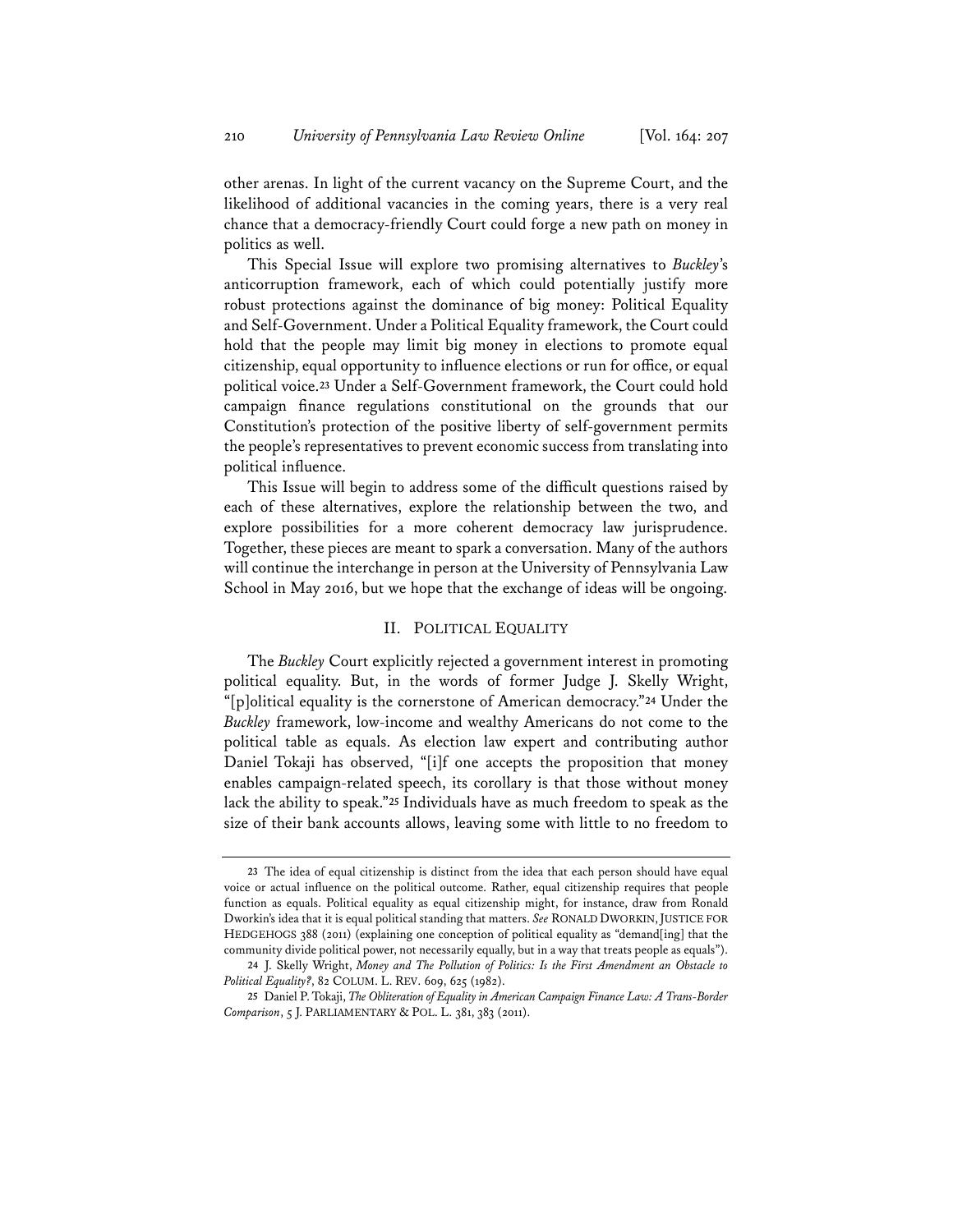other arenas. In light of the current vacancy on the Supreme Court, and the likelihood of additional vacancies in the coming years, there is a very real chance that a democracy-friendly Court could forge a new path on money in politics as well.

This Special Issue will explore two promising alternatives to *Buckley*'s anticorruption framework, each of which could potentially justify more robust protections against the dominance of big money: Political Equality and Self-Government. Under a Political Equality framework, the Court could hold that the people may limit big money in elections to promote equal citizenship, equal opportunity to influence elections or run for office, or equal political voice.[23] Under a Self-Government framework, the Court could hold campaign finance regulations constitutional on the grounds that our Constitution's protection of the positive liberty of self-government permits the people's representatives to prevent economic success from translating into political influence.

This Issue will begin to address some of the difficult questions raised by each of these alternatives, explore the relationship between the two, and explore possibilities for a more coherent democracy law jurisprudence. Together, these pieces are meant to spark a conversation. Many of the authors will continue the interchange in person at the University of Pennsylvania Law School in May 2016, but we hope that the exchange of ideas will be ongoing.

## II. POLITICAL EQUALITY

The *Buckley* Court explicitly rejected a government interest in promoting political equality. But, in the words of former Judge J. Skelly Wright, "[p]olitical equality is the cornerstone of American democracy."[24] Under the *Buckley* framework, low-income and wealthy Americans do not come to the political table as equals. As election law expert and contributing author Daniel Tokaji has observed, "[i]f one accepts the proposition that money enables campaign-related speech, its corollary is that those without money lack the ability to speak."[25] Individuals have as much freedom to speak as the size of their bank accounts allows, leaving some with little to no freedom to

---

23 The idea of equal citizenship is distinct from the idea that each person should have equal voice or actual influence on the political outcome. Rather, equal citizenship requires that people function as equals. Political equality as equal citizenship might, for instance, draw from Ronald Dworkin's idea that it is equal political standing that matters. *See* RONALD DWORKIN, JUSTICE FOR HEDGEHOGS 388 (2011) (explaining one conception of political equality as "demand[ing] that the community divide political power, not necessarily equally, but in a way that treats people as equals").

24 J. Skelly Wright, *Money and The Pollution of Politics: Is the First Amendment an Obstacle to Political Equality?*, 82 COLUM. L. REV. 609, 625 (1982).

25 Daniel P. Tokaji, *The Obliteration of Equality in American Campaign Finance Law: A Trans-Border Comparison*, 5 J. PARLIAMENTARY & POL. L. 381, 383 (2011).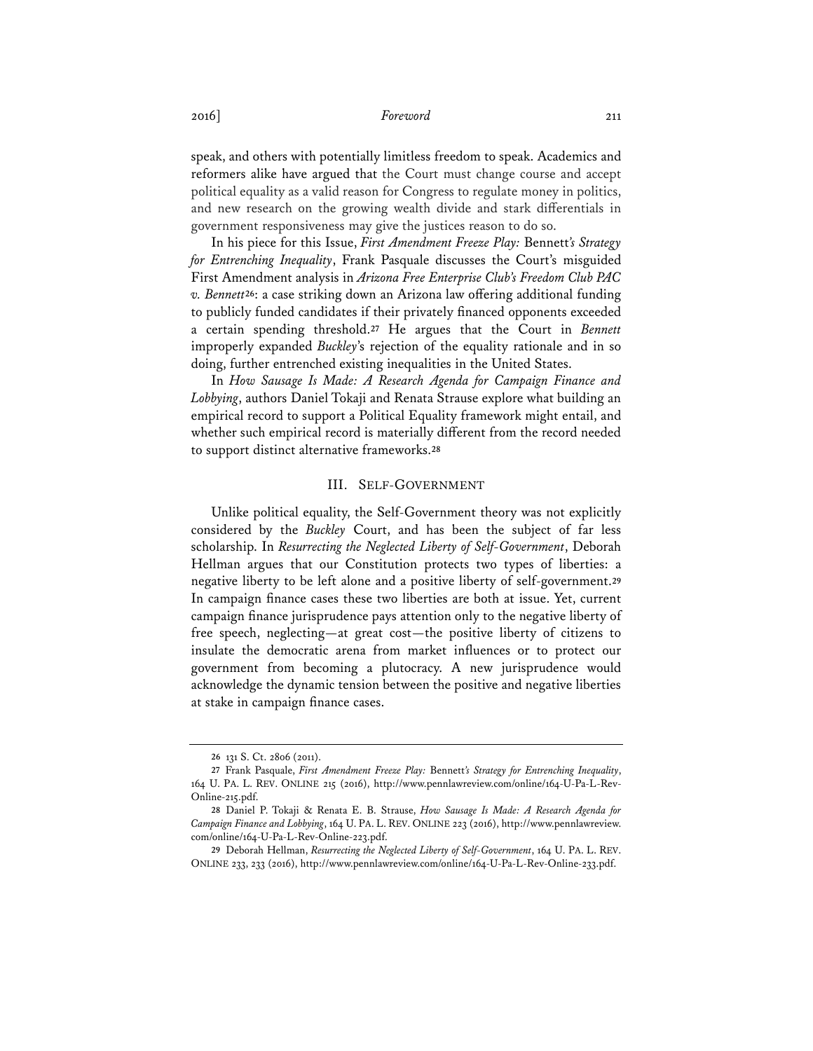speak, and others with potentially limitless freedom to speak. Academics and reformers alike have argued that the Court must change course and accept political equality as a valid reason for Congress to regulate money in politics, and new research on the growing wealth divide and stark differentials in government responsiveness may give the justices reason to do so.

In his piece for this Issue, *First Amendment Freeze Play:* Bennett*'s Strategy for Entrenching Inequality*, Frank Pasquale discusses the Court's misguided First Amendment analysis in *Arizona Free Enterprise Club's Freedom Club PAC v. Bennett*[26]: a case striking down an Arizona law offering additional funding to publicly funded candidates if their privately financed opponents exceeded a certain spending threshold.[27] He argues that the Court in *Bennett* improperly expanded *Buckley*'s rejection of the equality rationale and in so doing, further entrenched existing inequalities in the United States.

In *How Sausage Is Made: A Research Agenda for Campaign Finance and Lobbying*, authors Daniel Tokaji and Renata Strause explore what building an empirical record to support a Political Equality framework might entail, and whether such empirical record is materially different from the record needed to support distinct alternative frameworks.[28]

## III. SELF-GOVERNMENT

Unlike political equality, the Self-Government theory was not explicitly considered by the *Buckley* Court, and has been the subject of far less scholarship. In *Resurrecting the Neglected Liberty of Self-Government*, Deborah Hellman argues that our Constitution protects two types of liberties: a negative liberty to be left alone and a positive liberty of self-government.[29] In campaign finance cases these two liberties are both at issue. Yet, current campaign finance jurisprudence pays attention only to the negative liberty of free speech, neglecting—at great cost—the positive liberty of citizens to insulate the democratic arena from market influences or to protect our government from becoming a plutocracy. A new jurisprudence would acknowledge the dynamic tension between the positive and negative liberties at stake in campaign finance cases.

---

26 131 S. Ct. 2806 (2011).

27 Frank Pasquale, *First Amendment Freeze Play:* Bennett*'s Strategy for Entrenching Inequality*, 164 U. PA. L. REV. ONLINE 215 (2016), http://www.pennlawreview.com/online/164-U-Pa-L-Rev-Online-215.pdf.

28 Daniel P. Tokaji & Renata E. B. Strause, *How Sausage Is Made: A Research Agenda for Campaign Finance and Lobbying*, 164 U. PA. L. REV. ONLINE 223 (2016), http://www.pennlawreview.com/online/164-U-Pa-L-Rev-Online-223.pdf.

29 Deborah Hellman, *Resurrecting the Neglected Liberty of Self-Government*, 164 U. PA. L. REV. ONLINE 233, 233 (2016), http://www.pennlawreview.com/online/164-U-Pa-L-Rev-Online-233.pdf.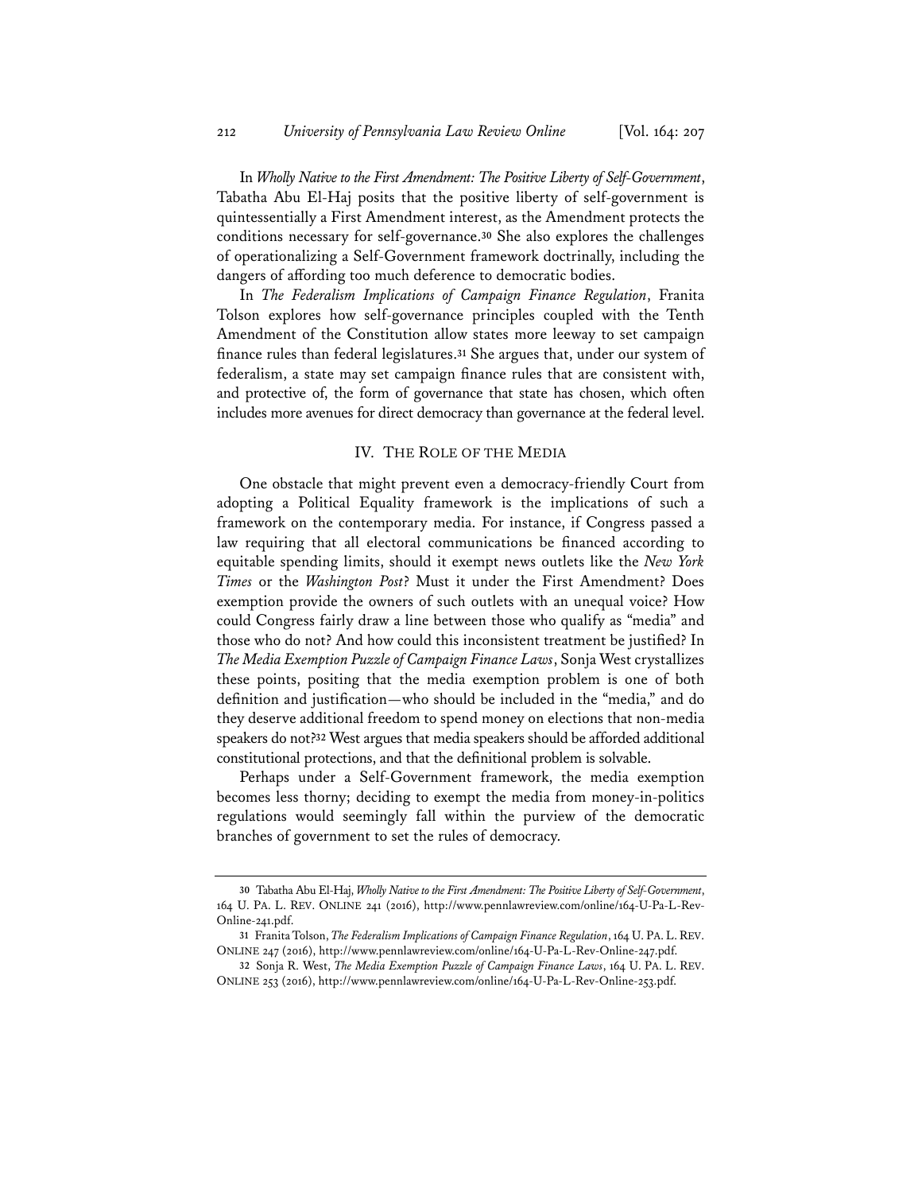In *Wholly Native to the First Amendment: The Positive Liberty of Self-Government*, Tabatha Abu El-Haj posits that the positive liberty of self-government is quintessentially a First Amendment interest, as the Amendment protects the conditions necessary for self-governance.[30] She also explores the challenges of operationalizing a Self-Government framework doctrinally, including the dangers of affording too much deference to democratic bodies.

In *The Federalism Implications of Campaign Finance Regulation*, Franita Tolson explores how self-governance principles coupled with the Tenth Amendment of the Constitution allow states more leeway to set campaign finance rules than federal legislatures.[31] She argues that, under our system of federalism, a state may set campaign finance rules that are consistent with, and protective of, the form of governance that state has chosen, which often includes more avenues for direct democracy than governance at the federal level.

## IV. THE ROLE OF THE MEDIA

One obstacle that might prevent even a democracy-friendly Court from adopting a Political Equality framework is the implications of such a framework on the contemporary media. For instance, if Congress passed a law requiring that all electoral communications be financed according to equitable spending limits, should it exempt news outlets like the *New York Times* or the *Washington Post*? Must it under the First Amendment? Does exemption provide the owners of such outlets with an unequal voice? How could Congress fairly draw a line between those who qualify as "media" and those who do not? And how could this inconsistent treatment be justified? In *The Media Exemption Puzzle of Campaign Finance Laws*, Sonja West crystallizes these points, positing that the media exemption problem is one of both definition and justification—who should be included in the "media," and do they deserve additional freedom to spend money on elections that non-media speakers do not?[32] West argues that media speakers should be afforded additional constitutional protections, and that the definitional problem is solvable.

Perhaps under a Self-Government framework, the media exemption becomes less thorny; deciding to exempt the media from money-in-politics regulations would seemingly fall within the purview of the democratic branches of government to set the rules of democracy.

---

30 Tabatha Abu El-Haj, *Wholly Native to the First Amendment: The Positive Liberty of Self-Government*, 164 U. PA. L. REV. ONLINE 241 (2016), http://www.pennlawreview.com/online/164-U-Pa-L-Rev-Online-241.pdf.

31 Franita Tolson, *The Federalism Implications of Campaign Finance Regulation*, 164 U. PA. L. REV. ONLINE 247 (2016), http://www.pennlawreview.com/online/164-U-Pa-L-Rev-Online-247.pdf.

32 Sonja R. West, *The Media Exemption Puzzle of Campaign Finance Laws*, 164 U. PA. L. REV. ONLINE 253 (2016), http://www.pennlawreview.com/online/164-U-Pa-L-Rev-Online-253.pdf.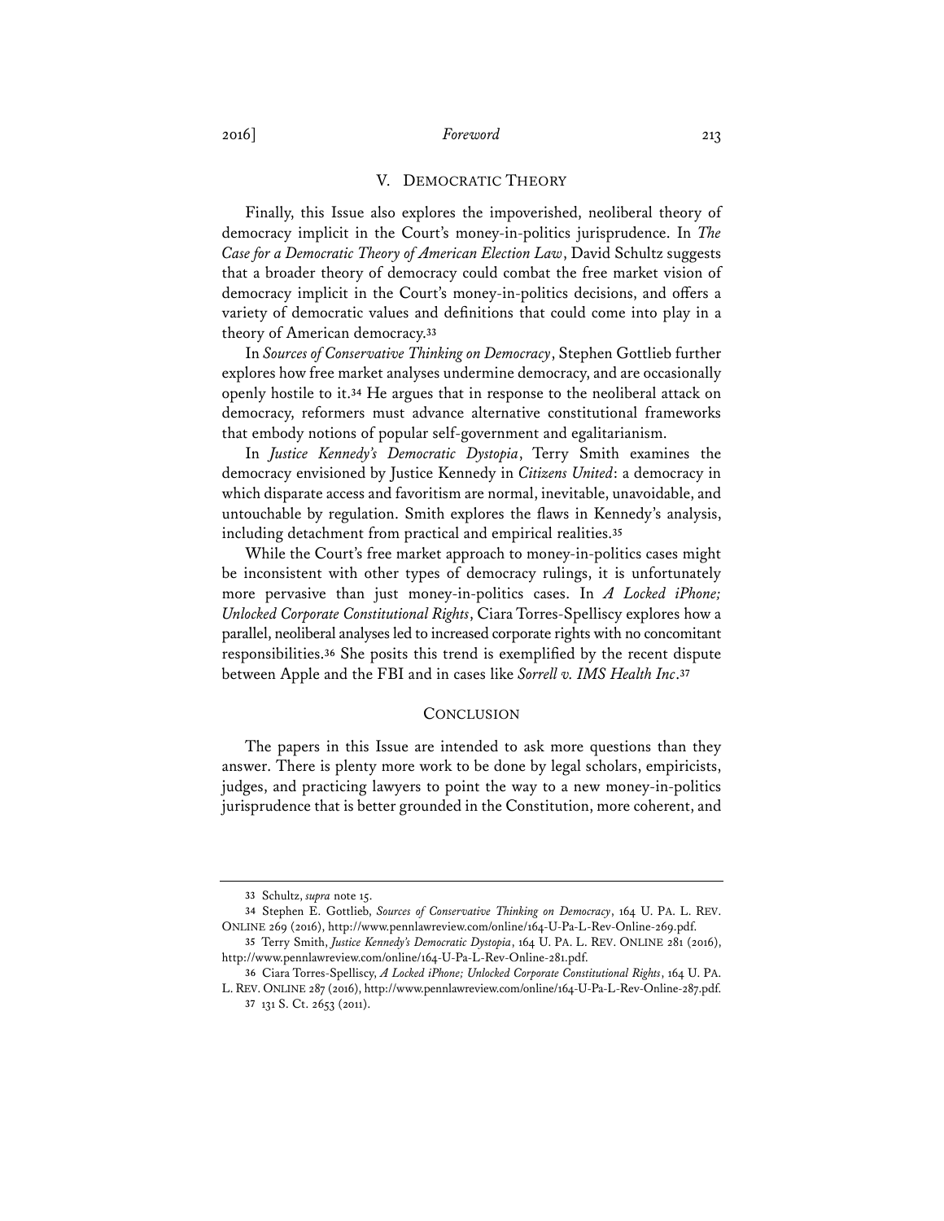## V. DEMOCRATIC THEORY

Finally, this Issue also explores the impoverished, neoliberal theory of democracy implicit in the Court's money-in-politics jurisprudence. In *The Case for a Democratic Theory of American Election Law*, David Schultz suggests that a broader theory of democracy could combat the free market vision of democracy implicit in the Court's money-in-politics decisions, and offers a variety of democratic values and definitions that could come into play in a theory of American democracy.[33]

In *Sources of Conservative Thinking on Democracy*, Stephen Gottlieb further explores how free market analyses undermine democracy, and are occasionally openly hostile to it.[34] He argues that in response to the neoliberal attack on democracy, reformers must advance alternative constitutional frameworks that embody notions of popular self-government and egalitarianism.

In *Justice Kennedy's Democratic Dystopia*, Terry Smith examines the democracy envisioned by Justice Kennedy in *Citizens United*: a democracy in which disparate access and favoritism are normal, inevitable, unavoidable, and untouchable by regulation. Smith explores the flaws in Kennedy's analysis, including detachment from practical and empirical realities.[35]

While the Court's free market approach to money-in-politics cases might be inconsistent with other types of democracy rulings, it is unfortunately more pervasive than just money-in-politics cases. In *A Locked iPhone; Unlocked Corporate Constitutional Rights*, Ciara Torres-Spelliscy explores how a parallel, neoliberal analyses led to increased corporate rights with no concomitant responsibilities.[36] She posits this trend is exemplified by the recent dispute between Apple and the FBI and in cases like *Sorrell v. IMS Health Inc*.[37]

## CONCLUSION

The papers in this Issue are intended to ask more questions than they answer. There is plenty more work to be done by legal scholars, empiricists, judges, and practicing lawyers to point the way to a new money-in-politics jurisprudence that is better grounded in the Constitution, more coherent, and

---

33 Schultz, *supra* note 15.

34 Stephen E. Gottlieb, *Sources of Conservative Thinking on Democracy*, 164 U. PA. L. REV. ONLINE 269 (2016), http://www.pennlawreview.com/online/164-U-Pa-L-Rev-Online-269.pdf.

35 Terry Smith, *Justice Kennedy's Democratic Dystopia*, 164 U. PA. L. REV. ONLINE 281 (2016), http://www.pennlawreview.com/online/164-U-Pa-L-Rev-Online-281.pdf.

36 Ciara Torres-Spelliscy, *A Locked iPhone; Unlocked Corporate Constitutional Rights*, 164 U. PA. L. REV. ONLINE 287 (2016), http://www.pennlawreview.com/online/164-U-Pa-L-Rev-Online-287.pdf.

37 131 S. Ct. 2653 (2011).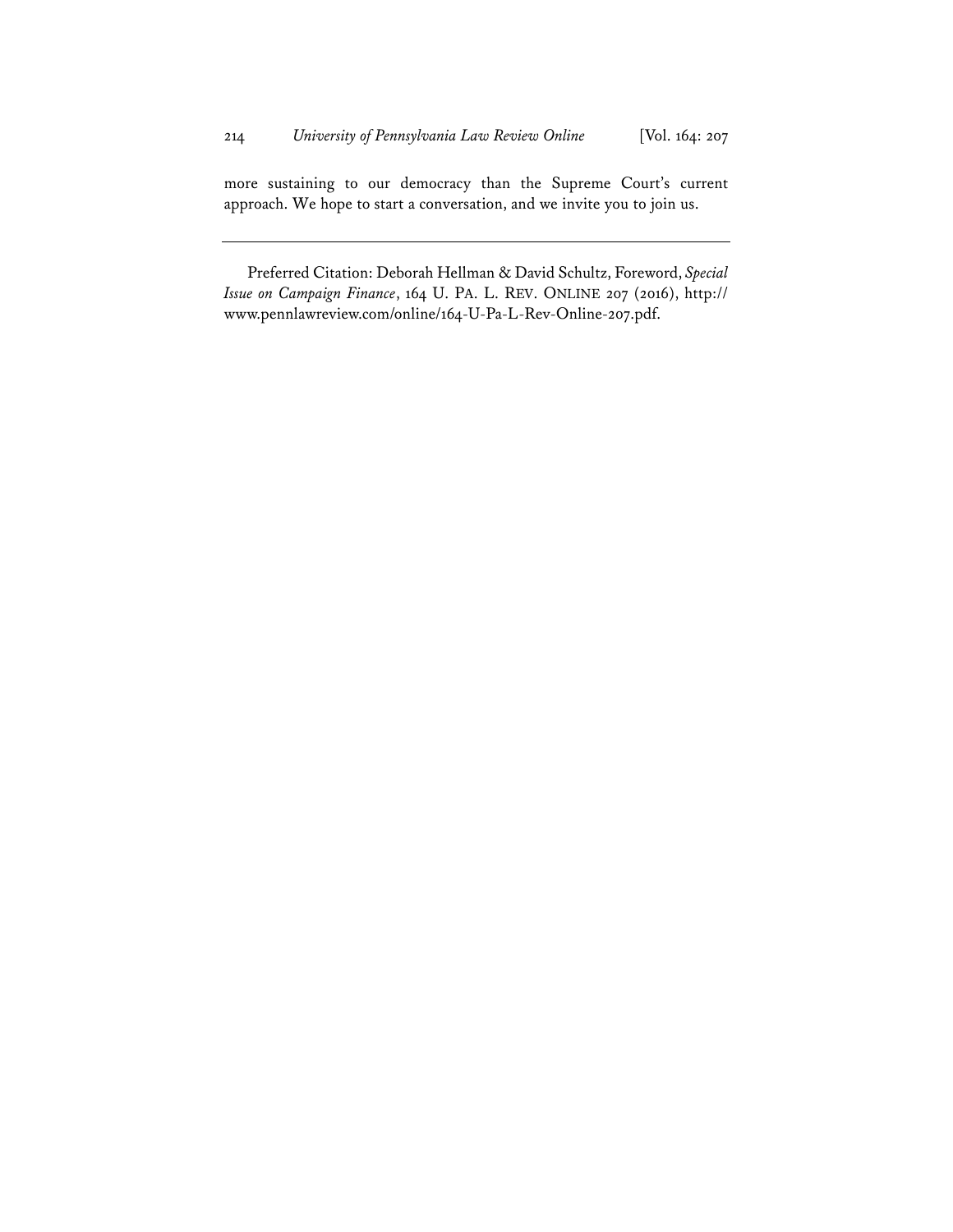more sustaining to our democracy than the Supreme Court's current approach. We hope to start a conversation, and we invite you to join us.

---

Preferred Citation: Deborah Hellman & David Schultz, Foreword, *Special Issue on Campaign Finance*, 164 U. PA. L. REV. ONLINE 207 (2016), http://www.pennlawreview.com/online/164-U-Pa-L-Rev-Online-207.pdf.